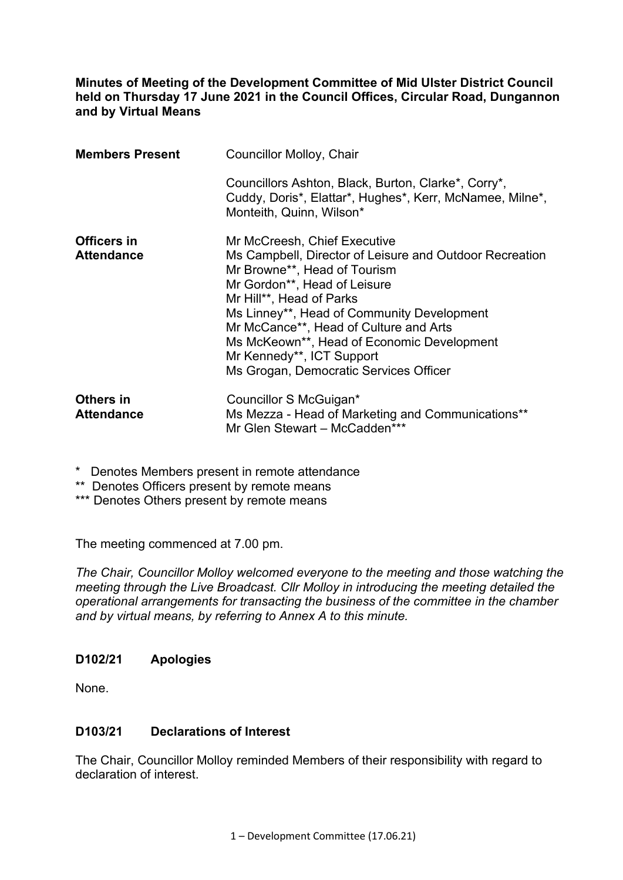**Minutes of Meeting of the Development Committee of Mid Ulster District Council held on Thursday 17 June 2021 in the Council Offices, Circular Road, Dungannon and by Virtual Means**

| | |
|---|---|
| **Members Present** | Councillor Molloy, Chair<br><br>Councillors Ashton, Black, Burton, Clarke*, Corry*, Cuddy, Doris*, Elattar*, Hughes*, Kerr, McNamee, Milne*, Monteith, Quinn, Wilson* |
| **Officers in Attendance** | Mr McCreesh, Chief Executive<br>Ms Campbell, Director of Leisure and Outdoor Recreation<br>Mr Browne**, Head of Tourism<br>Mr Gordon**, Head of Leisure<br>Mr Hill**, Head of Parks<br>Ms Linney**, Head of Community Development<br>Mr McCance**, Head of Culture and Arts<br>Ms McKeown**, Head of Economic Development<br>Mr Kennedy**, ICT Support<br>Ms Grogan, Democratic Services Officer |
| **Others in Attendance** | Councillor S McGuigan*<br>Ms Mezza - Head of Marketing and Communications**<br>Mr Glen Stewart – McCadden*** |

\* Denotes Members present in remote attendance
\*\* Denotes Officers present by remote means
\*\*\* Denotes Others present by remote means

The meeting commenced at 7.00 pm.

*The Chair, Councillor Molloy welcomed everyone to the meeting and those watching the meeting through the Live Broadcast. Cllr Molloy in introducing the meeting detailed the operational arrangements for transacting the business of the committee in the chamber and by virtual means, by referring to Annex A to this minute.*

### D102/21 Apologies

None.

### D103/21 Declarations of Interest

The Chair, Councillor Molloy reminded Members of their responsibility with regard to declaration of interest.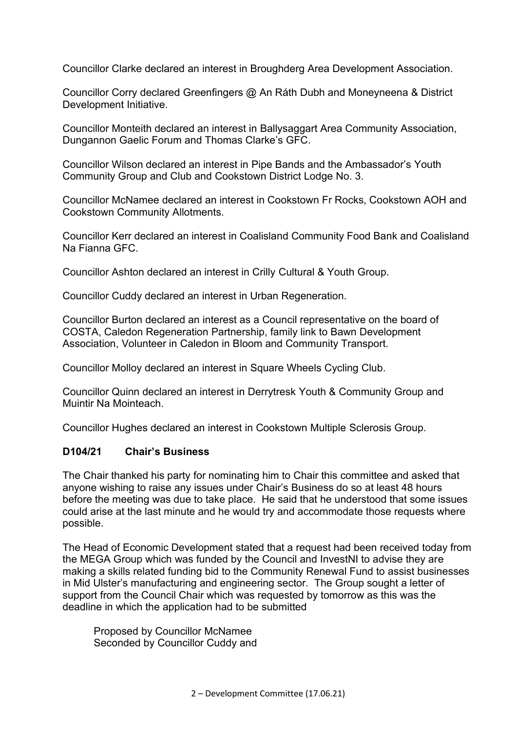Councillor Clarke declared an interest in Broughderg Area Development Association.

Councillor Corry declared Greenfingers @ An Ráth Dubh and Moneyneena & District Development Initiative.

Councillor Monteith declared an interest in Ballysaggart Area Community Association, Dungannon Gaelic Forum and Thomas Clarke's GFC.

Councillor Wilson declared an interest in Pipe Bands and the Ambassador's Youth Community Group and Club and Cookstown District Lodge No. 3.

Councillor McNamee declared an interest in Cookstown Fr Rocks, Cookstown AOH and Cookstown Community Allotments.

Councillor Kerr declared an interest in Coalisland Community Food Bank and Coalisland Na Fianna GFC.

Councillor Ashton declared an interest in Crilly Cultural & Youth Group.

Councillor Cuddy declared an interest in Urban Regeneration.

Councillor Burton declared an interest as a Council representative on the board of COSTA, Caledon Regeneration Partnership, family link to Bawn Development Association, Volunteer in Caledon in Bloom and Community Transport.

Councillor Molloy declared an interest in Square Wheels Cycling Club.

Councillor Quinn declared an interest in Derrytresk Youth & Community Group and Muintir Na Mointeach.

Councillor Hughes declared an interest in Cookstown Multiple Sclerosis Group.

**D104/21 Chair's Business**

The Chair thanked his party for nominating him to Chair this committee and asked that anyone wishing to raise any issues under Chair's Business do so at least 48 hours before the meeting was due to take place. He said that he understood that some issues could arise at the last minute and he would try and accommodate those requests where possible.

The Head of Economic Development stated that a request had been received today from the MEGA Group which was funded by the Council and InvestNI to advise they are making a skills related funding bid to the Community Renewal Fund to assist businesses in Mid Ulster's manufacturing and engineering sector. The Group sought a letter of support from the Council Chair which was requested by tomorrow as this was the deadline in which the application had to be submitted

Proposed by Councillor McNamee
Seconded by Councillor Cuddy and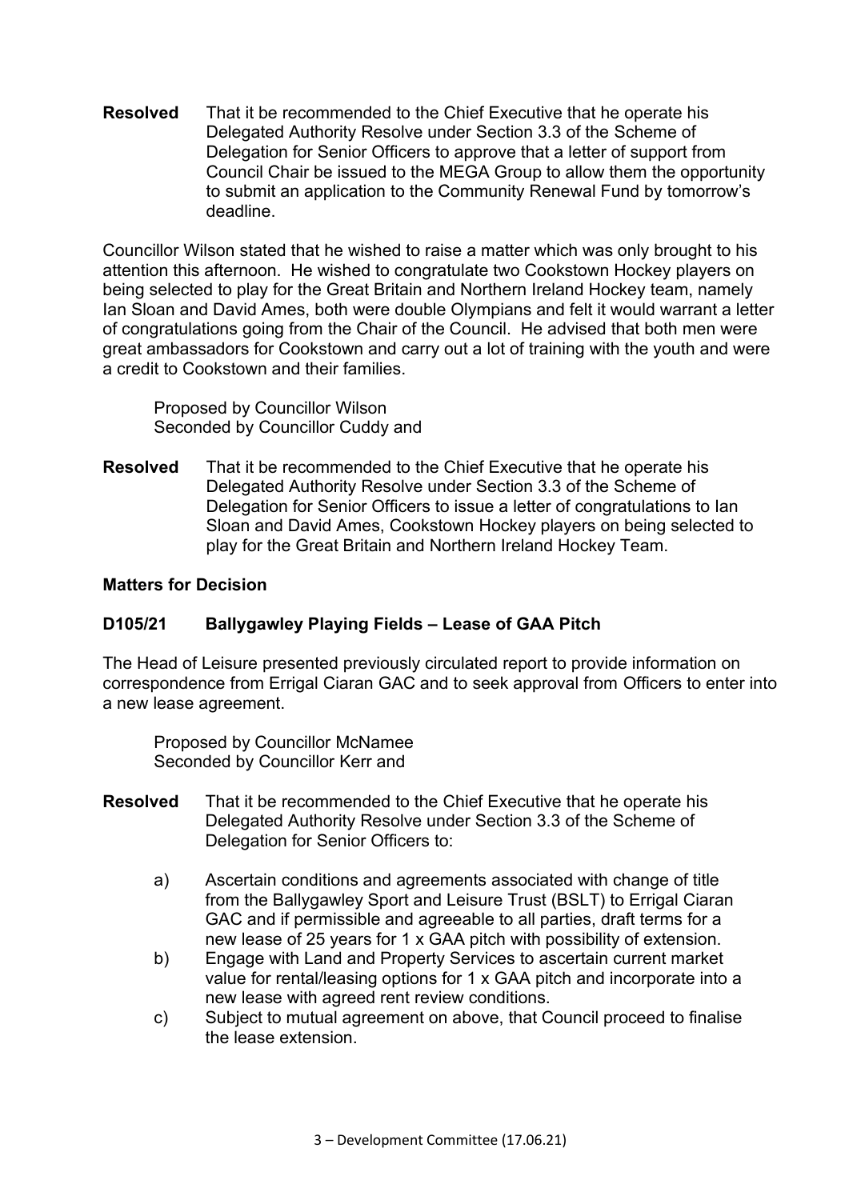**Resolved** That it be recommended to the Chief Executive that he operate his Delegated Authority Resolve under Section 3.3 of the Scheme of Delegation for Senior Officers to approve that a letter of support from Council Chair be issued to the MEGA Group to allow them the opportunity to submit an application to the Community Renewal Fund by tomorrow's deadline.

Councillor Wilson stated that he wished to raise a matter which was only brought to his attention this afternoon. He wished to congratulate two Cookstown Hockey players on being selected to play for the Great Britain and Northern Ireland Hockey team, namely Ian Sloan and David Ames, both were double Olympians and felt it would warrant a letter of congratulations going from the Chair of the Council. He advised that both men were great ambassadors for Cookstown and carry out a lot of training with the youth and were a credit to Cookstown and their families.

Proposed by Councillor Wilson
Seconded by Councillor Cuddy and

**Resolved** That it be recommended to the Chief Executive that he operate his Delegated Authority Resolve under Section 3.3 of the Scheme of Delegation for Senior Officers to issue a letter of congratulations to Ian Sloan and David Ames, Cookstown Hockey players on being selected to play for the Great Britain and Northern Ireland Hockey Team.

**Matters for Decision**

**D105/21 Ballygawley Playing Fields – Lease of GAA Pitch**

The Head of Leisure presented previously circulated report to provide information on correspondence from Errigal Ciaran GAC and to seek approval from Officers to enter into a new lease agreement.

Proposed by Councillor McNamee
Seconded by Councillor Kerr and

**Resolved** That it be recommended to the Chief Executive that he operate his Delegated Authority Resolve under Section 3.3 of the Scheme of Delegation for Senior Officers to:

a) Ascertain conditions and agreements associated with change of title from the Ballygawley Sport and Leisure Trust (BSLT) to Errigal Ciaran GAC and if permissible and agreeable to all parties, draft terms for a new lease of 25 years for 1 x GAA pitch with possibility of extension.

b) Engage with Land and Property Services to ascertain current market value for rental/leasing options for 1 x GAA pitch and incorporate into a new lease with agreed rent review conditions.

c) Subject to mutual agreement on above, that Council proceed to finalise the lease extension.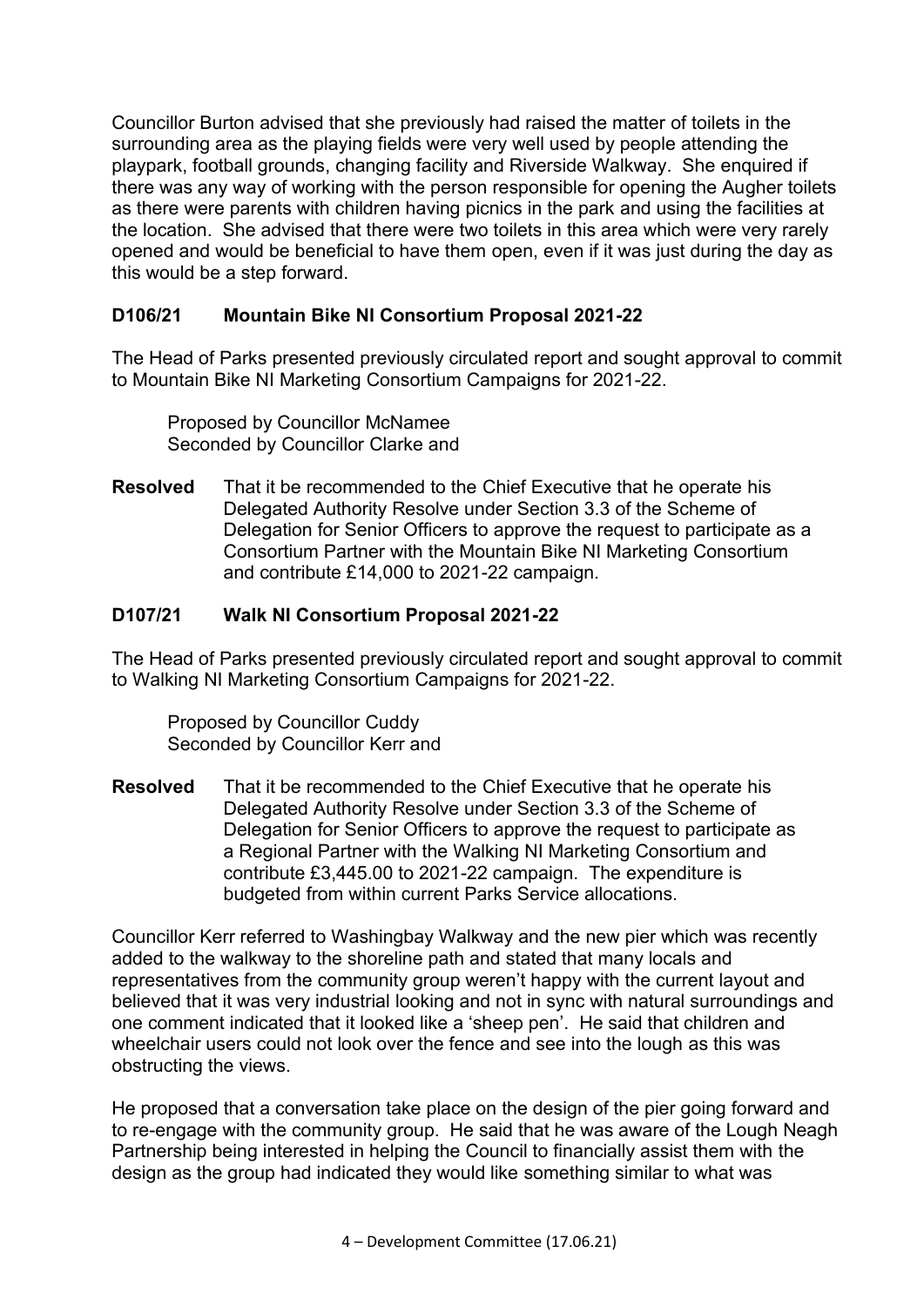Councillor Burton advised that she previously had raised the matter of toilets in the surrounding area as the playing fields were very well used by people attending the playpark, football grounds, changing facility and Riverside Walkway. She enquired if there was any way of working with the person responsible for opening the Augher toilets as there were parents with children having picnics in the park and using the facilities at the location. She advised that there were two toilets in this area which were very rarely opened and would be beneficial to have them open, even if it was just during the day as this would be a step forward.

**D106/21 Mountain Bike NI Consortium Proposal 2021-22**

The Head of Parks presented previously circulated report and sought approval to commit to Mountain Bike NI Marketing Consortium Campaigns for 2021-22.

Proposed by Councillor McNamee
Seconded by Councillor Clarke and

**Resolved** That it be recommended to the Chief Executive that he operate his Delegated Authority Resolve under Section 3.3 of the Scheme of Delegation for Senior Officers to approve the request to participate as a Consortium Partner with the Mountain Bike NI Marketing Consortium and contribute £14,000 to 2021-22 campaign.

**D107/21 Walk NI Consortium Proposal 2021-22**

The Head of Parks presented previously circulated report and sought approval to commit to Walking NI Marketing Consortium Campaigns for 2021-22.

Proposed by Councillor Cuddy
Seconded by Councillor Kerr and

**Resolved** That it be recommended to the Chief Executive that he operate his Delegated Authority Resolve under Section 3.3 of the Scheme of Delegation for Senior Officers to approve the request to participate as a Regional Partner with the Walking NI Marketing Consortium and contribute £3,445.00 to 2021-22 campaign. The expenditure is budgeted from within current Parks Service allocations.

Councillor Kerr referred to Washingbay Walkway and the new pier which was recently added to the walkway to the shoreline path and stated that many locals and representatives from the community group weren't happy with the current layout and believed that it was very industrial looking and not in sync with natural surroundings and one comment indicated that it looked like a 'sheep pen'. He said that children and wheelchair users could not look over the fence and see into the lough as this was obstructing the views.

He proposed that a conversation take place on the design of the pier going forward and to re-engage with the community group. He said that he was aware of the Lough Neagh Partnership being interested in helping the Council to financially assist them with the design as the group had indicated they would like something similar to what was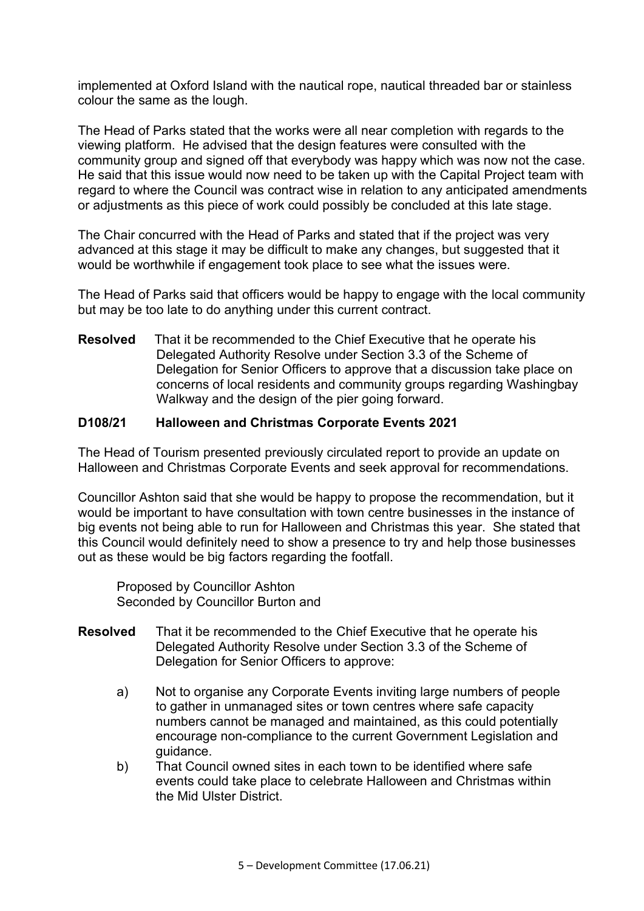implemented at Oxford Island with the nautical rope, nautical threaded bar or stainless colour the same as the lough.

The Head of Parks stated that the works were all near completion with regards to the viewing platform. He advised that the design features were consulted with the community group and signed off that everybody was happy which was now not the case. He said that this issue would now need to be taken up with the Capital Project team with regard to where the Council was contract wise in relation to any anticipated amendments or adjustments as this piece of work could possibly be concluded at this late stage.

The Chair concurred with the Head of Parks and stated that if the project was very advanced at this stage it may be difficult to make any changes, but suggested that it would be worthwhile if engagement took place to see what the issues were.

The Head of Parks said that officers would be happy to engage with the local community but may be too late to do anything under this current contract.

**Resolved** That it be recommended to the Chief Executive that he operate his Delegated Authority Resolve under Section 3.3 of the Scheme of Delegation for Senior Officers to approve that a discussion take place on concerns of local residents and community groups regarding Washingbay Walkway and the design of the pier going forward.

**D108/21 Halloween and Christmas Corporate Events 2021**

The Head of Tourism presented previously circulated report to provide an update on Halloween and Christmas Corporate Events and seek approval for recommendations.

Councillor Ashton said that she would be happy to propose the recommendation, but it would be important to have consultation with town centre businesses in the instance of big events not being able to run for Halloween and Christmas this year. She stated that this Council would definitely need to show a presence to try and help those businesses out as these would be big factors regarding the footfall.

Proposed by Councillor Ashton
Seconded by Councillor Burton and

**Resolved** That it be recommended to the Chief Executive that he operate his Delegated Authority Resolve under Section 3.3 of the Scheme of Delegation for Senior Officers to approve:

a) Not to organise any Corporate Events inviting large numbers of people to gather in unmanaged sites or town centres where safe capacity numbers cannot be managed and maintained, as this could potentially encourage non-compliance to the current Government Legislation and guidance.

b) That Council owned sites in each town to be identified where safe events could take place to celebrate Halloween and Christmas within the Mid Ulster District.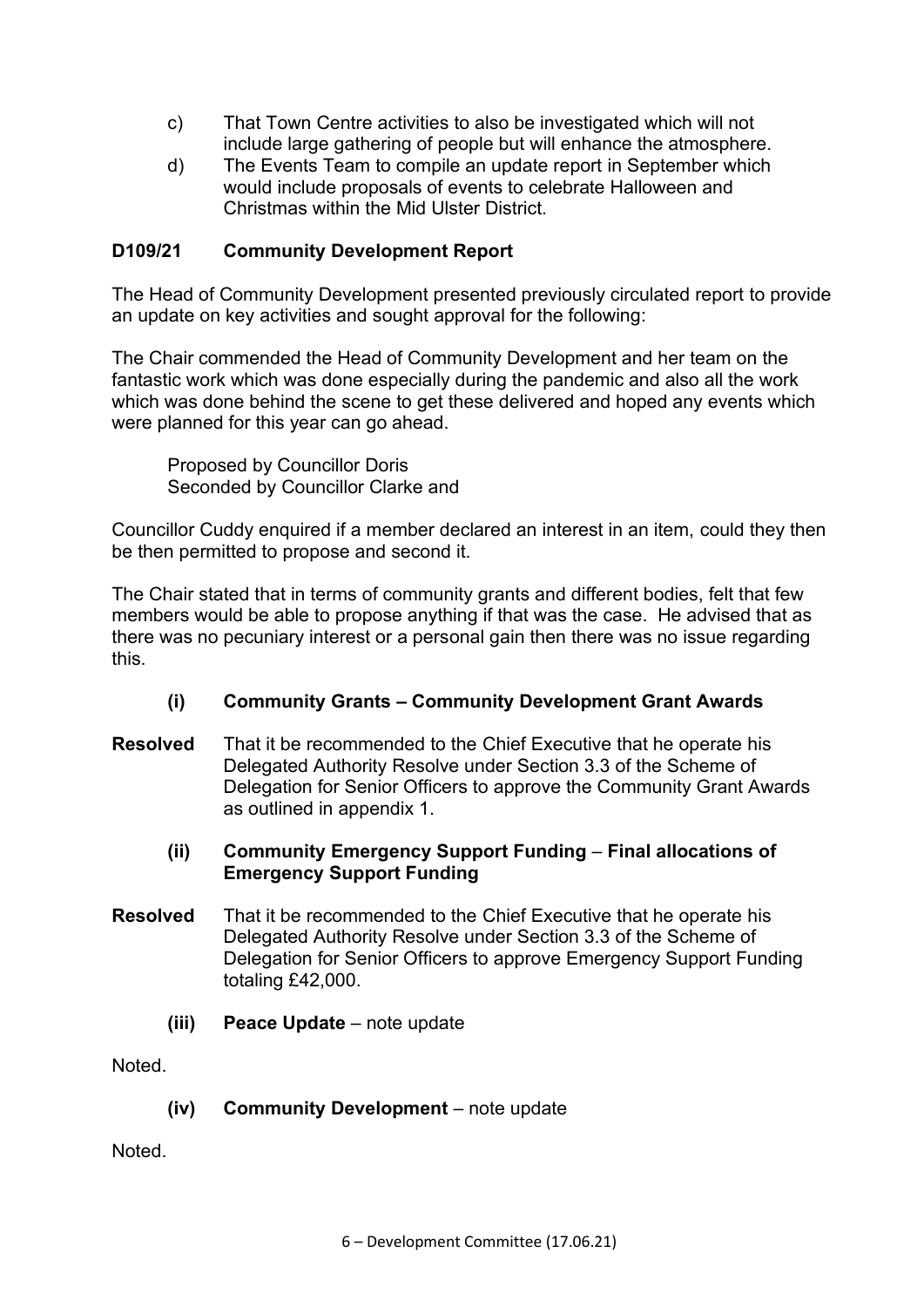c) That Town Centre activities to also be investigated which will not include large gathering of people but will enhance the atmosphere.

d) The Events Team to compile an update report in September which would include proposals of events to celebrate Halloween and Christmas within the Mid Ulster District.

**D109/21 Community Development Report**

The Head of Community Development presented previously circulated report to provide an update on key activities and sought approval for the following:

The Chair commended the Head of Community Development and her team on the fantastic work which was done especially during the pandemic and also all the work which was done behind the scene to get these delivered and hoped any events which were planned for this year can go ahead.

Proposed by Councillor Doris
Seconded by Councillor Clarke and

Councillor Cuddy enquired if a member declared an interest in an item, could they then be then permitted to propose and second it.

The Chair stated that in terms of community grants and different bodies, felt that few members would be able to propose anything if that was the case. He advised that as there was no pecuniary interest or a personal gain then there was no issue regarding this.

**(i) Community Grants – Community Development Grant Awards**

**Resolved** That it be recommended to the Chief Executive that he operate his Delegated Authority Resolve under Section 3.3 of the Scheme of Delegation for Senior Officers to approve the Community Grant Awards as outlined in appendix 1.

**(ii) Community Emergency Support Funding – Final allocations of Emergency Support Funding**

**Resolved** That it be recommended to the Chief Executive that he operate his Delegated Authority Resolve under Section 3.3 of the Scheme of Delegation for Senior Officers to approve Emergency Support Funding totaling £42,000.

**(iii) Peace Update** – note update

Noted.

**(iv) Community Development** – note update

Noted.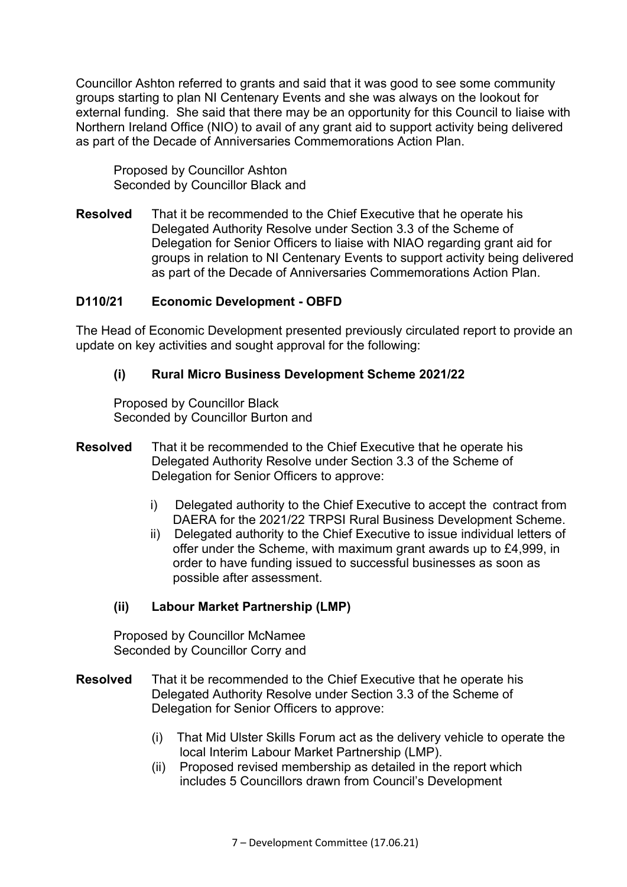Councillor Ashton referred to grants and said that it was good to see some community groups starting to plan NI Centenary Events and she was always on the lookout for external funding. She said that there may be an opportunity for this Council to liaise with Northern Ireland Office (NIO) to avail of any grant aid to support activity being delivered as part of the Decade of Anniversaries Commemorations Action Plan.

Proposed by Councillor Ashton
Seconded by Councillor Black and

**Resolved** That it be recommended to the Chief Executive that he operate his Delegated Authority Resolve under Section 3.3 of the Scheme of Delegation for Senior Officers to liaise with NIAO regarding grant aid for groups in relation to NI Centenary Events to support activity being delivered as part of the Decade of Anniversaries Commemorations Action Plan.

## D110/21 Economic Development - OBFD

The Head of Economic Development presented previously circulated report to provide an update on key activities and sought approval for the following:

### (i) Rural Micro Business Development Scheme 2021/22

Proposed by Councillor Black
Seconded by Councillor Burton and

**Resolved** That it be recommended to the Chief Executive that he operate his Delegated Authority Resolve under Section 3.3 of the Scheme of Delegation for Senior Officers to approve:

i) Delegated authority to the Chief Executive to accept the contract from DAERA for the 2021/22 TRPSI Rural Business Development Scheme.
ii) Delegated authority to the Chief Executive to issue individual letters of offer under the Scheme, with maximum grant awards up to £4,999, in order to have funding issued to successful businesses as soon as possible after assessment.

### (ii) Labour Market Partnership (LMP)

Proposed by Councillor McNamee
Seconded by Councillor Corry and

**Resolved** That it be recommended to the Chief Executive that he operate his Delegated Authority Resolve under Section 3.3 of the Scheme of Delegation for Senior Officers to approve:

(i) That Mid Ulster Skills Forum act as the delivery vehicle to operate the local Interim Labour Market Partnership (LMP).
(ii) Proposed revised membership as detailed in the report which includes 5 Councillors drawn from Council's Development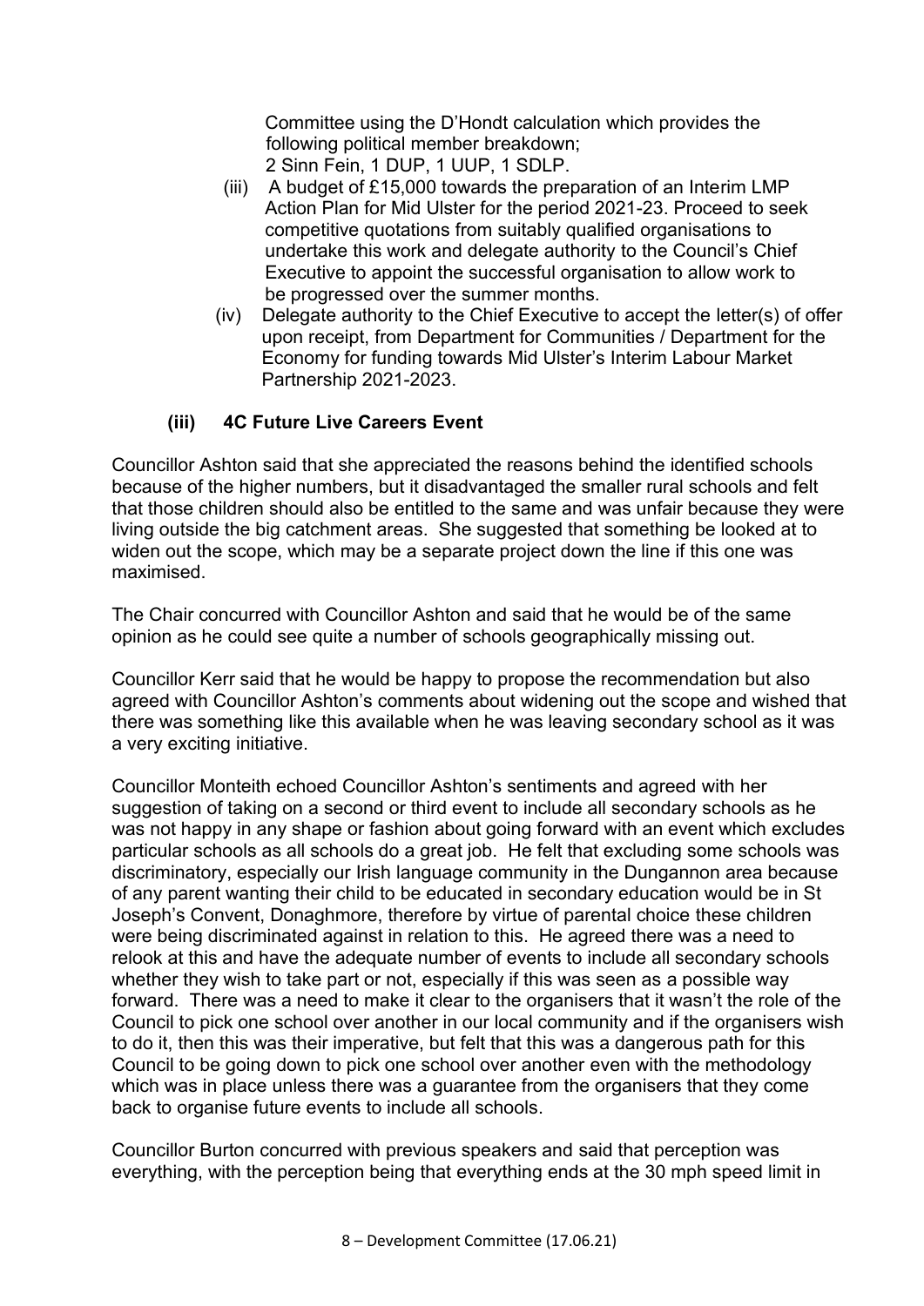Committee using the D'Hondt calculation which provides the following political member breakdown;
2 Sinn Fein, 1 DUP, 1 UUP, 1 SDLP.

(iii) A budget of £15,000 towards the preparation of an Interim LMP Action Plan for Mid Ulster for the period 2021-23. Proceed to seek competitive quotations from suitably qualified organisations to undertake this work and delegate authority to the Council's Chief Executive to appoint the successful organisation to allow work to be progressed over the summer months.

(iv) Delegate authority to the Chief Executive to accept the letter(s) of offer upon receipt, from Department for Communities / Department for the Economy for funding towards Mid Ulster's Interim Labour Market Partnership 2021-2023.

### (iii) 4C Future Live Careers Event

Councillor Ashton said that she appreciated the reasons behind the identified schools because of the higher numbers, but it disadvantaged the smaller rural schools and felt that those children should also be entitled to the same and was unfair because they were living outside the big catchment areas. She suggested that something be looked at to widen out the scope, which may be a separate project down the line if this one was maximised.

The Chair concurred with Councillor Ashton and said that he would be of the same opinion as he could see quite a number of schools geographically missing out.

Councillor Kerr said that he would be happy to propose the recommendation but also agreed with Councillor Ashton's comments about widening out the scope and wished that there was something like this available when he was leaving secondary school as it was a very exciting initiative.

Councillor Monteith echoed Councillor Ashton's sentiments and agreed with her suggestion of taking on a second or third event to include all secondary schools as he was not happy in any shape or fashion about going forward with an event which excludes particular schools as all schools do a great job. He felt that excluding some schools was discriminatory, especially our Irish language community in the Dungannon area because of any parent wanting their child to be educated in secondary education would be in St Joseph's Convent, Donaghmore, therefore by virtue of parental choice these children were being discriminated against in relation to this. He agreed there was a need to relook at this and have the adequate number of events to include all secondary schools whether they wish to take part or not, especially if this was seen as a possible way forward. There was a need to make it clear to the organisers that it wasn't the role of the Council to pick one school over another in our local community and if the organisers wish to do it, then this was their imperative, but felt that this was a dangerous path for this Council to be going down to pick one school over another even with the methodology which was in place unless there was a guarantee from the organisers that they come back to organise future events to include all schools.

Councillor Burton concurred with previous speakers and said that perception was everything, with the perception being that everything ends at the 30 mph speed limit in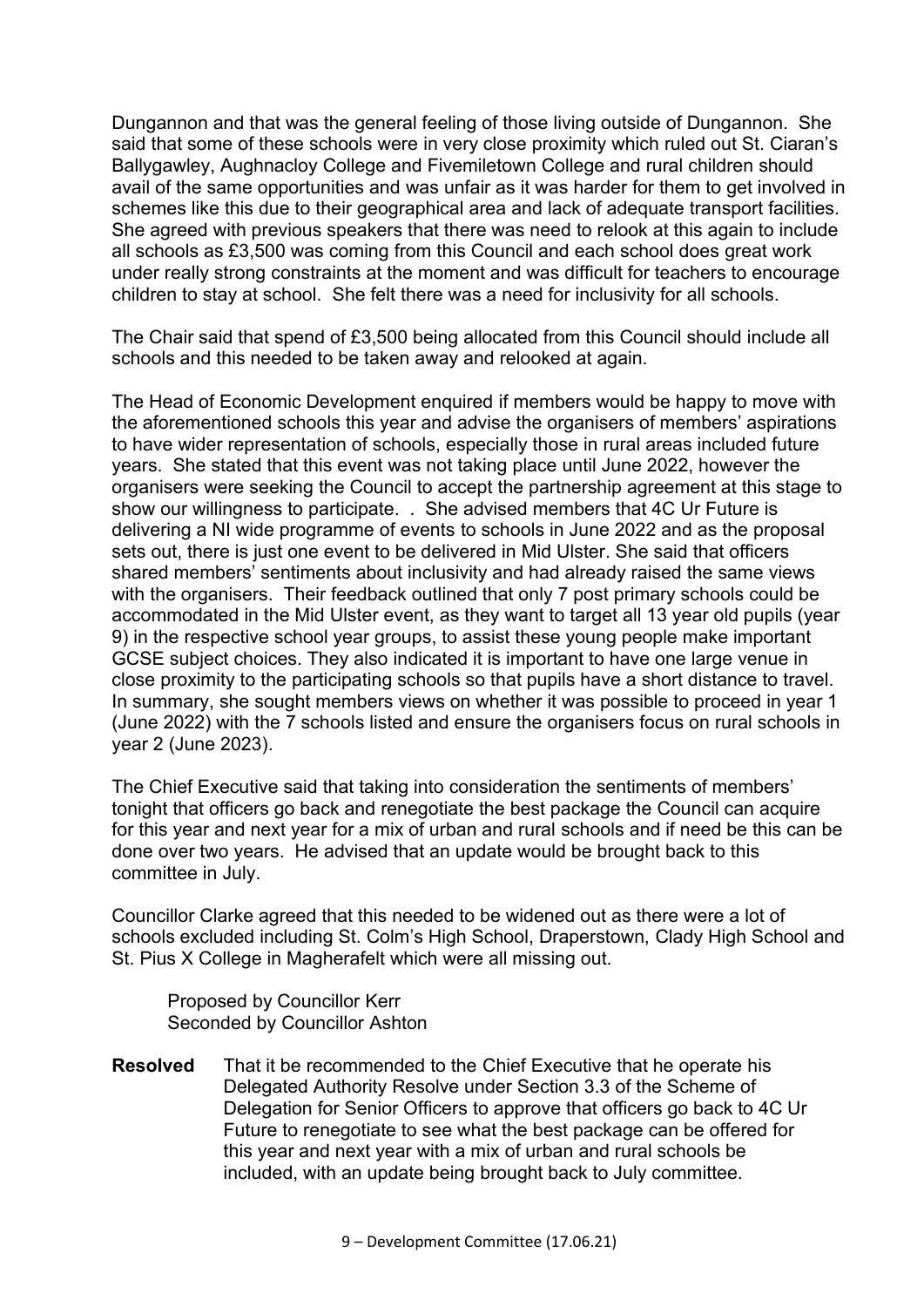Dungannon and that was the general feeling of those living outside of Dungannon. She said that some of these schools were in very close proximity which ruled out St. Ciaran's Ballygawley, Aughnacloy College and Fivemiletown College and rural children should avail of the same opportunities and was unfair as it was harder for them to get involved in schemes like this due to their geographical area and lack of adequate transport facilities. She agreed with previous speakers that there was need to relook at this again to include all schools as £3,500 was coming from this Council and each school does great work under really strong constraints at the moment and was difficult for teachers to encourage children to stay at school. She felt there was a need for inclusivity for all schools.

The Chair said that spend of £3,500 being allocated from this Council should include all schools and this needed to be taken away and relooked at again.

The Head of Economic Development enquired if members would be happy to move with the aforementioned schools this year and advise the organisers of members' aspirations to have wider representation of schools, especially those in rural areas included future years. She stated that this event was not taking place until June 2022, however the organisers were seeking the Council to accept the partnership agreement at this stage to show our willingness to participate. . She advised members that 4C Ur Future is delivering a NI wide programme of events to schools in June 2022 and as the proposal sets out, there is just one event to be delivered in Mid Ulster. She said that officers shared members' sentiments about inclusivity and had already raised the same views with the organisers. Their feedback outlined that only 7 post primary schools could be accommodated in the Mid Ulster event, as they want to target all 13 year old pupils (year 9) in the respective school year groups, to assist these young people make important GCSE subject choices. They also indicated it is important to have one large venue in close proximity to the participating schools so that pupils have a short distance to travel. In summary, she sought members views on whether it was possible to proceed in year 1 (June 2022) with the 7 schools listed and ensure the organisers focus on rural schools in year 2 (June 2023).

The Chief Executive said that taking into consideration the sentiments of members' tonight that officers go back and renegotiate the best package the Council can acquire for this year and next year for a mix of urban and rural schools and if need be this can be done over two years. He advised that an update would be brought back to this committee in July.

Councillor Clarke agreed that this needed to be widened out as there were a lot of schools excluded including St. Colm's High School, Draperstown, Clady High School and St. Pius X College in Magherafelt which were all missing out.

Proposed by Councillor Kerr
Seconded by Councillor Ashton

**Resolved** That it be recommended to the Chief Executive that he operate his Delegated Authority Resolve under Section 3.3 of the Scheme of Delegation for Senior Officers to approve that officers go back to 4C Ur Future to renegotiate to see what the best package can be offered for this year and next year with a mix of urban and rural schools be included, with an update being brought back to July committee.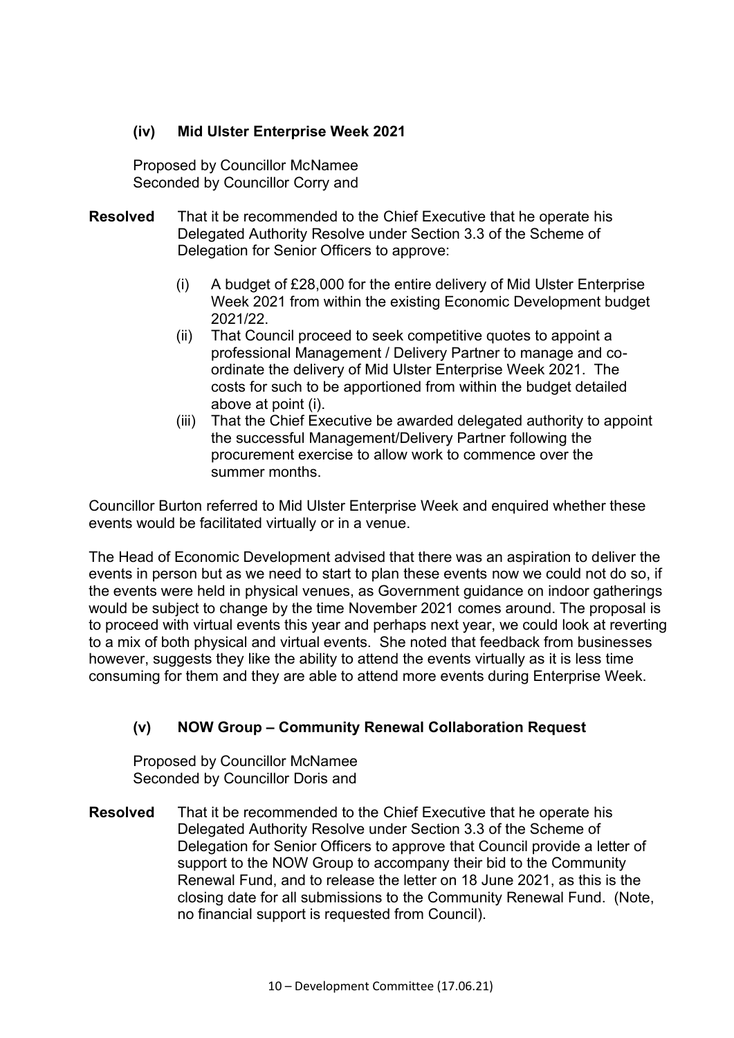### (iv) Mid Ulster Enterprise Week 2021

Proposed by Councillor McNamee
Seconded by Councillor Corry and

**Resolved** That it be recommended to the Chief Executive that he operate his Delegated Authority Resolve under Section 3.3 of the Scheme of Delegation for Senior Officers to approve:

(i) A budget of £28,000 for the entire delivery of Mid Ulster Enterprise Week 2021 from within the existing Economic Development budget 2021/22.
(ii) That Council proceed to seek competitive quotes to appoint a professional Management / Delivery Partner to manage and co-ordinate the delivery of Mid Ulster Enterprise Week 2021. The costs for such to be apportioned from within the budget detailed above at point (i).
(iii) That the Chief Executive be awarded delegated authority to appoint the successful Management/Delivery Partner following the procurement exercise to allow work to commence over the summer months.

Councillor Burton referred to Mid Ulster Enterprise Week and enquired whether these events would be facilitated virtually or in a venue.

The Head of Economic Development advised that there was an aspiration to deliver the events in person but as we need to start to plan these events now we could not do so, if the events were held in physical venues, as Government guidance on indoor gatherings would be subject to change by the time November 2021 comes around. The proposal is to proceed with virtual events this year and perhaps next year, we could look at reverting to a mix of both physical and virtual events. She noted that feedback from businesses however, suggests they like the ability to attend the events virtually as it is less time consuming for them and they are able to attend more events during Enterprise Week.

### (v) NOW Group – Community Renewal Collaboration Request

Proposed by Councillor McNamee
Seconded by Councillor Doris and

**Resolved** That it be recommended to the Chief Executive that he operate his Delegated Authority Resolve under Section 3.3 of the Scheme of Delegation for Senior Officers to approve that Council provide a letter of support to the NOW Group to accompany their bid to the Community Renewal Fund, and to release the letter on 18 June 2021, as this is the closing date for all submissions to the Community Renewal Fund. (Note, no financial support is requested from Council).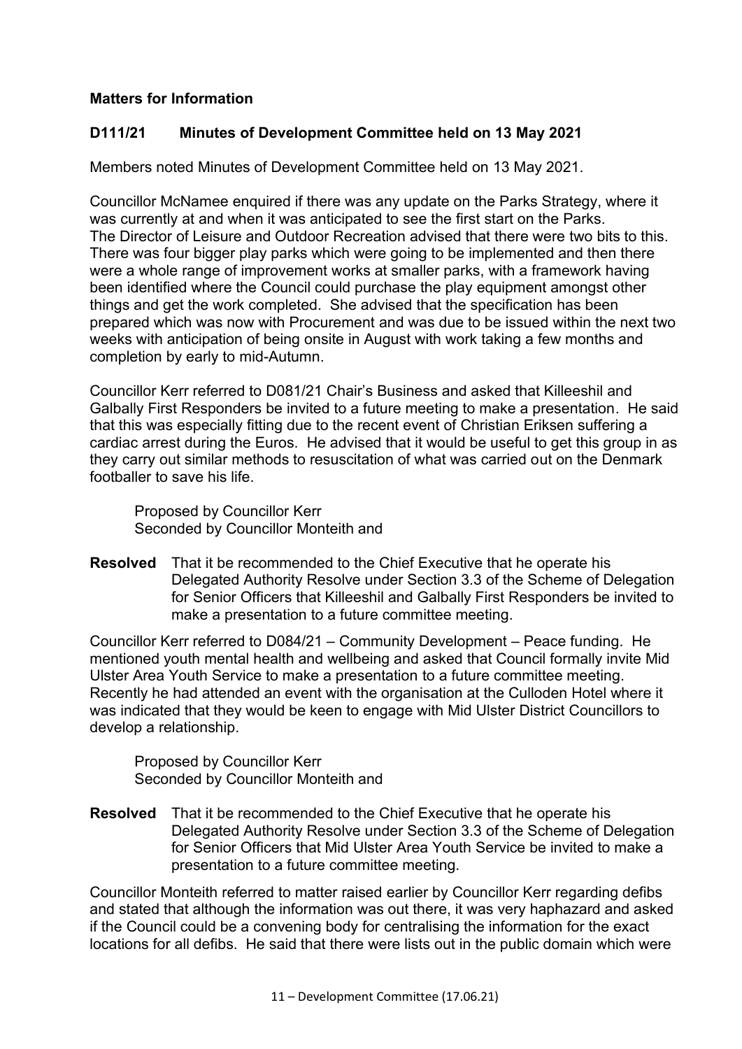**Matters for Information**

**D111/21 Minutes of Development Committee held on 13 May 2021**

Members noted Minutes of Development Committee held on 13 May 2021.

Councillor McNamee enquired if there was any update on the Parks Strategy, where it was currently at and when it was anticipated to see the first start on the Parks. The Director of Leisure and Outdoor Recreation advised that there were two bits to this. There was four bigger play parks which were going to be implemented and then there were a whole range of improvement works at smaller parks, with a framework having been identified where the Council could purchase the play equipment amongst other things and get the work completed. She advised that the specification has been prepared which was now with Procurement and was due to be issued within the next two weeks with anticipation of being onsite in August with work taking a few months and completion by early to mid-Autumn.

Councillor Kerr referred to D081/21 Chair's Business and asked that Killeeshil and Galbally First Responders be invited to a future meeting to make a presentation. He said that this was especially fitting due to the recent event of Christian Eriksen suffering a cardiac arrest during the Euros. He advised that it would be useful to get this group in as they carry out similar methods to resuscitation of what was carried out on the Denmark footballer to save his life.

Proposed by Councillor Kerr
Seconded by Councillor Monteith and

**Resolved** That it be recommended to the Chief Executive that he operate his Delegated Authority Resolve under Section 3.3 of the Scheme of Delegation for Senior Officers that Killeeshil and Galbally First Responders be invited to make a presentation to a future committee meeting.

Councillor Kerr referred to D084/21 – Community Development – Peace funding. He mentioned youth mental health and wellbeing and asked that Council formally invite Mid Ulster Area Youth Service to make a presentation to a future committee meeting. Recently he had attended an event with the organisation at the Culloden Hotel where it was indicated that they would be keen to engage with Mid Ulster District Councillors to develop a relationship.

Proposed by Councillor Kerr
Seconded by Councillor Monteith and

**Resolved** That it be recommended to the Chief Executive that he operate his Delegated Authority Resolve under Section 3.3 of the Scheme of Delegation for Senior Officers that Mid Ulster Area Youth Service be invited to make a presentation to a future committee meeting.

Councillor Monteith referred to matter raised earlier by Councillor Kerr regarding defibs and stated that although the information was out there, it was very haphazard and asked if the Council could be a convening body for centralising the information for the exact locations for all defibs. He said that there were lists out in the public domain which were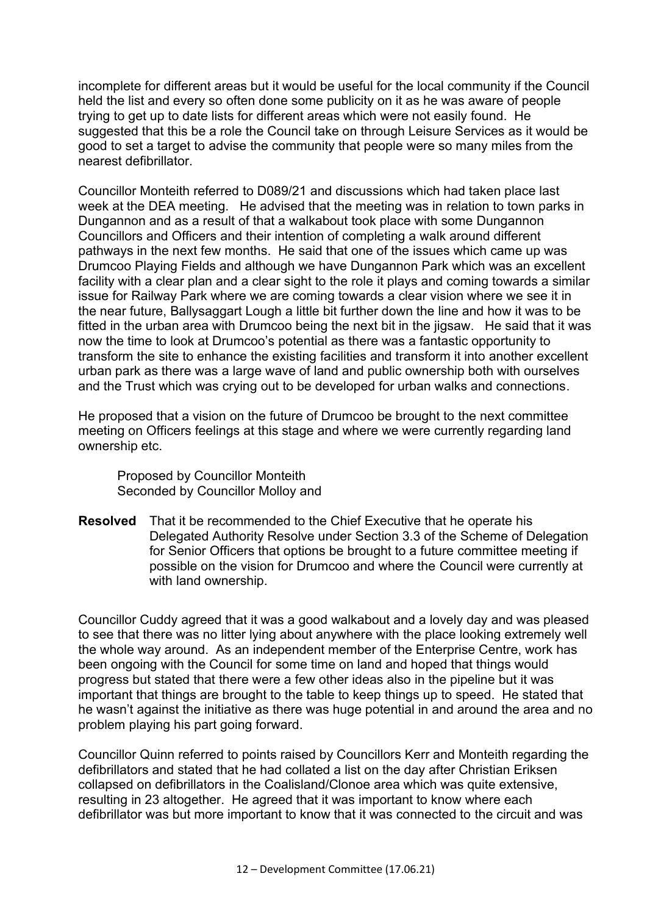incomplete for different areas but it would be useful for the local community if the Council held the list and every so often done some publicity on it as he was aware of people trying to get up to date lists for different areas which were not easily found. He suggested that this be a role the Council take on through Leisure Services as it would be good to set a target to advise the community that people were so many miles from the nearest defibrillator.

Councillor Monteith referred to D089/21 and discussions which had taken place last week at the DEA meeting. He advised that the meeting was in relation to town parks in Dungannon and as a result of that a walkabout took place with some Dungannon Councillors and Officers and their intention of completing a walk around different pathways in the next few months. He said that one of the issues which came up was Drumcoo Playing Fields and although we have Dungannon Park which was an excellent facility with a clear plan and a clear sight to the role it plays and coming towards a similar issue for Railway Park where we are coming towards a clear vision where we see it in the near future, Ballysaggart Lough a little bit further down the line and how it was to be fitted in the urban area with Drumcoo being the next bit in the jigsaw. He said that it was now the time to look at Drumcoo's potential as there was a fantastic opportunity to transform the site to enhance the existing facilities and transform it into another excellent urban park as there was a large wave of land and public ownership both with ourselves and the Trust which was crying out to be developed for urban walks and connections.

He proposed that a vision on the future of Drumcoo be brought to the next committee meeting on Officers feelings at this stage and where we were currently regarding land ownership etc.

Proposed by Councillor Monteith
Seconded by Councillor Molloy and

**Resolved** That it be recommended to the Chief Executive that he operate his Delegated Authority Resolve under Section 3.3 of the Scheme of Delegation for Senior Officers that options be brought to a future committee meeting if possible on the vision for Drumcoo and where the Council were currently at with land ownership.

Councillor Cuddy agreed that it was a good walkabout and a lovely day and was pleased to see that there was no litter lying about anywhere with the place looking extremely well the whole way around. As an independent member of the Enterprise Centre, work has been ongoing with the Council for some time on land and hoped that things would progress but stated that there were a few other ideas also in the pipeline but it was important that things are brought to the table to keep things up to speed. He stated that he wasn't against the initiative as there was huge potential in and around the area and no problem playing his part going forward.

Councillor Quinn referred to points raised by Councillors Kerr and Monteith regarding the defibrillators and stated that he had collated a list on the day after Christian Eriksen collapsed on defibrillators in the Coalisland/Clonoe area which was quite extensive, resulting in 23 altogether. He agreed that it was important to know where each defibrillator was but more important to know that it was connected to the circuit and was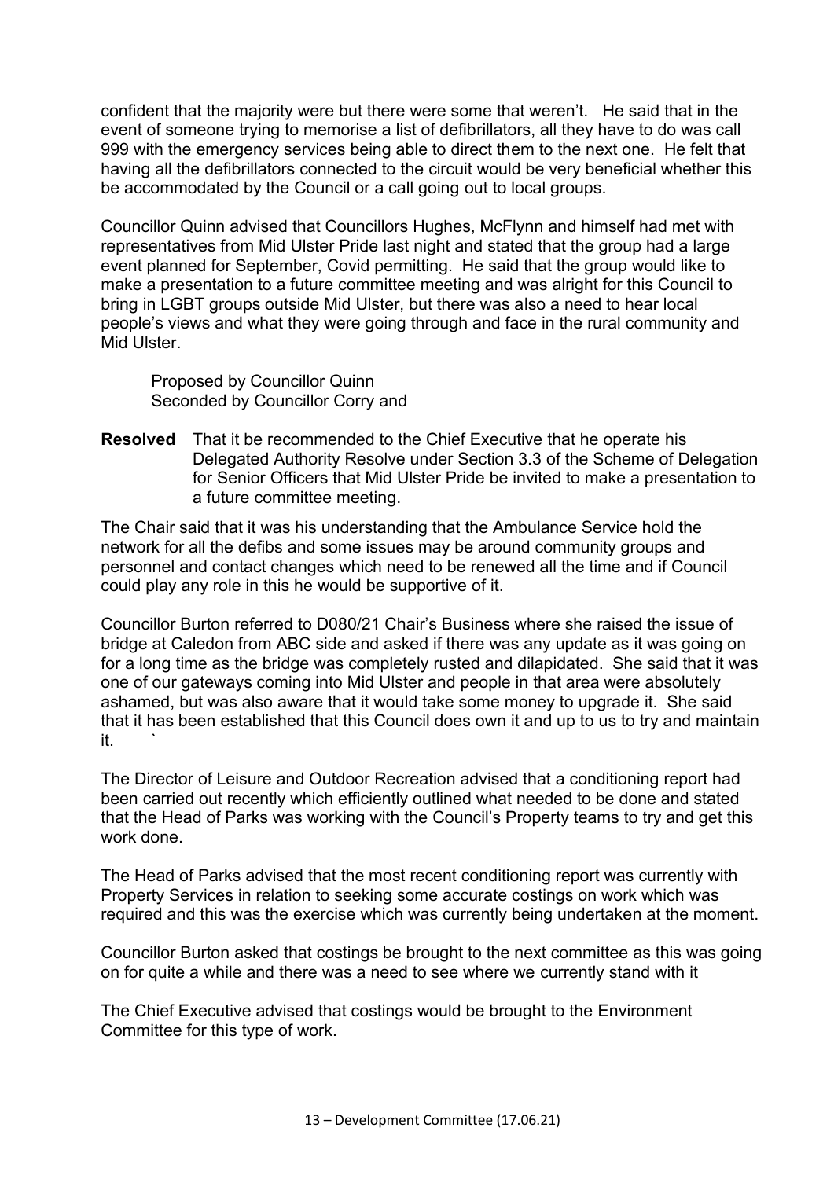confident that the majority were but there were some that weren't. He said that in the event of someone trying to memorise a list of defibrillators, all they have to do was call 999 with the emergency services being able to direct them to the next one. He felt that having all the defibrillators connected to the circuit would be very beneficial whether this be accommodated by the Council or a call going out to local groups.

Councillor Quinn advised that Councillors Hughes, McFlynn and himself had met with representatives from Mid Ulster Pride last night and stated that the group had a large event planned for September, Covid permitting. He said that the group would like to make a presentation to a future committee meeting and was alright for this Council to bring in LGBT groups outside Mid Ulster, but there was also a need to hear local people's views and what they were going through and face in the rural community and Mid Ulster.

Proposed by Councillor Quinn
Seconded by Councillor Corry and

**Resolved** That it be recommended to the Chief Executive that he operate his Delegated Authority Resolve under Section 3.3 of the Scheme of Delegation for Senior Officers that Mid Ulster Pride be invited to make a presentation to a future committee meeting.

The Chair said that it was his understanding that the Ambulance Service hold the network for all the defibs and some issues may be around community groups and personnel and contact changes which need to be renewed all the time and if Council could play any role in this he would be supportive of it.

Councillor Burton referred to D080/21 Chair's Business where she raised the issue of bridge at Caledon from ABC side and asked if there was any update as it was going on for a long time as the bridge was completely rusted and dilapidated. She said that it was one of our gateways coming into Mid Ulster and people in that area were absolutely ashamed, but was also aware that it would take some money to upgrade it. She said that it has been established that this Council does own it and up to us to try and maintain it. `

The Director of Leisure and Outdoor Recreation advised that a conditioning report had been carried out recently which efficiently outlined what needed to be done and stated that the Head of Parks was working with the Council's Property teams to try and get this work done.

The Head of Parks advised that the most recent conditioning report was currently with Property Services in relation to seeking some accurate costings on work which was required and this was the exercise which was currently being undertaken at the moment.

Councillor Burton asked that costings be brought to the next committee as this was going on for quite a while and there was a need to see where we currently stand with it

The Chief Executive advised that costings would be brought to the Environment Committee for this type of work.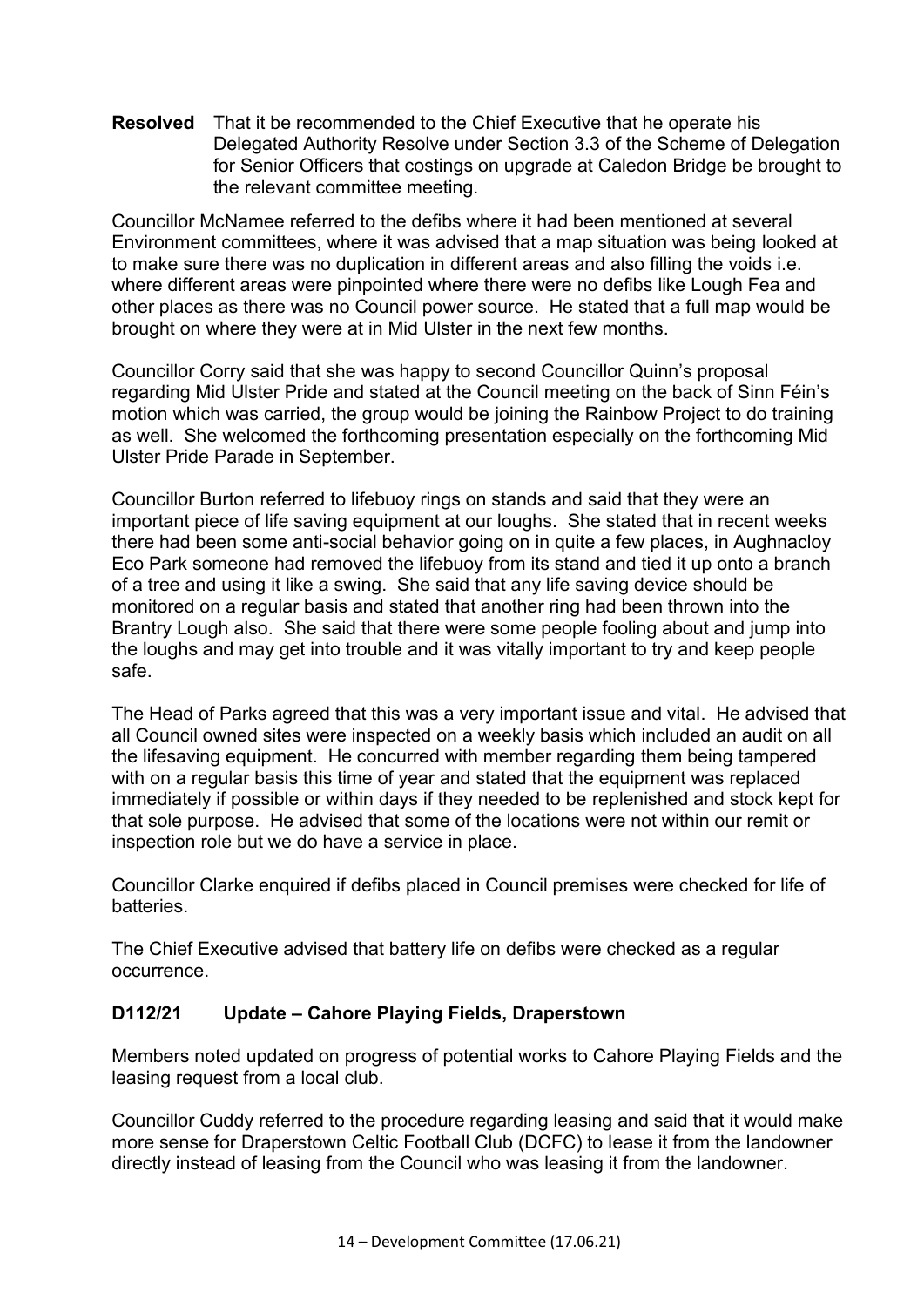**Resolved** That it be recommended to the Chief Executive that he operate his Delegated Authority Resolve under Section 3.3 of the Scheme of Delegation for Senior Officers that costings on upgrade at Caledon Bridge be brought to the relevant committee meeting.

Councillor McNamee referred to the defibs where it had been mentioned at several Environment committees, where it was advised that a map situation was being looked at to make sure there was no duplication in different areas and also filling the voids i.e. where different areas were pinpointed where there were no defibs like Lough Fea and other places as there was no Council power source. He stated that a full map would be brought on where they were at in Mid Ulster in the next few months.

Councillor Corry said that she was happy to second Councillor Quinn's proposal regarding Mid Ulster Pride and stated at the Council meeting on the back of Sinn Féin's motion which was carried, the group would be joining the Rainbow Project to do training as well. She welcomed the forthcoming presentation especially on the forthcoming Mid Ulster Pride Parade in September.

Councillor Burton referred to lifebuoy rings on stands and said that they were an important piece of life saving equipment at our loughs. She stated that in recent weeks there had been some anti-social behavior going on in quite a few places, in Aughnacloy Eco Park someone had removed the lifebuoy from its stand and tied it up onto a branch of a tree and using it like a swing. She said that any life saving device should be monitored on a regular basis and stated that another ring had been thrown into the Brantry Lough also. She said that there were some people fooling about and jump into the loughs and may get into trouble and it was vitally important to try and keep people safe.

The Head of Parks agreed that this was a very important issue and vital. He advised that all Council owned sites were inspected on a weekly basis which included an audit on all the lifesaving equipment. He concurred with member regarding them being tampered with on a regular basis this time of year and stated that the equipment was replaced immediately if possible or within days if they needed to be replenished and stock kept for that sole purpose. He advised that some of the locations were not within our remit or inspection role but we do have a service in place.

Councillor Clarke enquired if defibs placed in Council premises were checked for life of batteries.

The Chief Executive advised that battery life on defibs were checked as a regular occurrence.

### D112/21 Update – Cahore Playing Fields, Draperstown

Members noted updated on progress of potential works to Cahore Playing Fields and the leasing request from a local club.

Councillor Cuddy referred to the procedure regarding leasing and said that it would make more sense for Draperstown Celtic Football Club (DCFC) to lease it from the landowner directly instead of leasing from the Council who was leasing it from the landowner.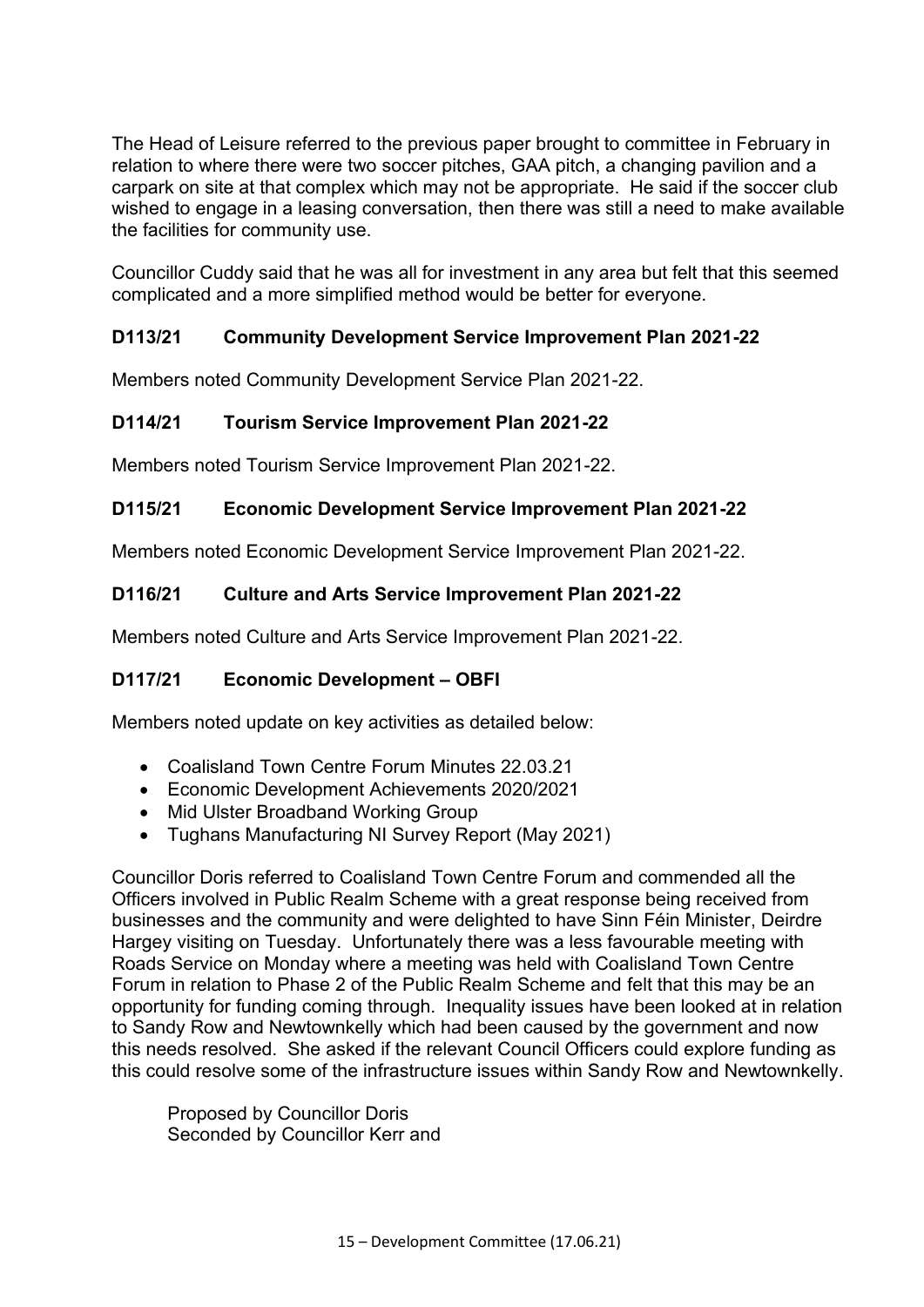The Head of Leisure referred to the previous paper brought to committee in February in relation to where there were two soccer pitches, GAA pitch, a changing pavilion and a carpark on site at that complex which may not be appropriate. He said if the soccer club wished to engage in a leasing conversation, then there was still a need to make available the facilities for community use.

Councillor Cuddy said that he was all for investment in any area but felt that this seemed complicated and a more simplified method would be better for everyone.

**D113/21 Community Development Service Improvement Plan 2021-22**

Members noted Community Development Service Plan 2021-22.

**D114/21 Tourism Service Improvement Plan 2021-22**

Members noted Tourism Service Improvement Plan 2021-22.

**D115/21 Economic Development Service Improvement Plan 2021-22**

Members noted Economic Development Service Improvement Plan 2021-22.

**D116/21 Culture and Arts Service Improvement Plan 2021-22**

Members noted Culture and Arts Service Improvement Plan 2021-22.

**D117/21 Economic Development – OBFI**

Members noted update on key activities as detailed below:

- Coalisland Town Centre Forum Minutes 22.03.21
- Economic Development Achievements 2020/2021
- Mid Ulster Broadband Working Group
- Tughans Manufacturing NI Survey Report (May 2021)

Councillor Doris referred to Coalisland Town Centre Forum and commended all the Officers involved in Public Realm Scheme with a great response being received from businesses and the community and were delighted to have Sinn Féin Minister, Deirdre Hargey visiting on Tuesday. Unfortunately there was a less favourable meeting with Roads Service on Monday where a meeting was held with Coalisland Town Centre Forum in relation to Phase 2 of the Public Realm Scheme and felt that this may be an opportunity for funding coming through. Inequality issues have been looked at in relation to Sandy Row and Newtownkelly which had been caused by the government and now this needs resolved. She asked if the relevant Council Officers could explore funding as this could resolve some of the infrastructure issues within Sandy Row and Newtownkelly.

Proposed by Councillor Doris
Seconded by Councillor Kerr and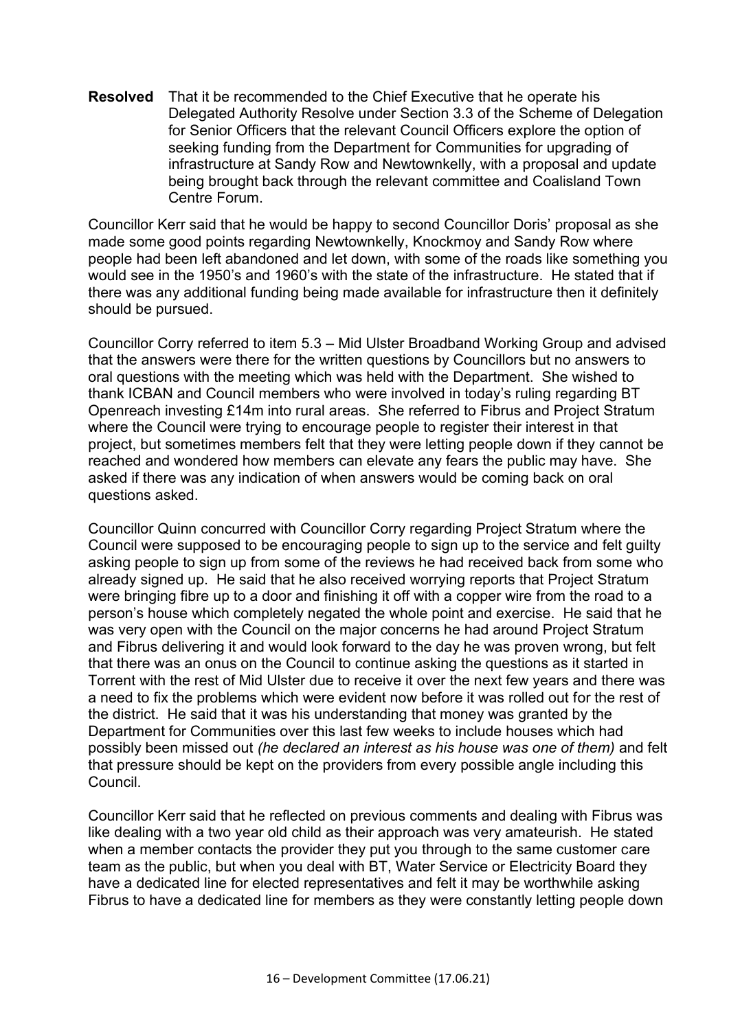**Resolved** That it be recommended to the Chief Executive that he operate his Delegated Authority Resolve under Section 3.3 of the Scheme of Delegation for Senior Officers that the relevant Council Officers explore the option of seeking funding from the Department for Communities for upgrading of infrastructure at Sandy Row and Newtownkelly, with a proposal and update being brought back through the relevant committee and Coalisland Town Centre Forum.

Councillor Kerr said that he would be happy to second Councillor Doris' proposal as she made some good points regarding Newtownkelly, Knockmoy and Sandy Row where people had been left abandoned and let down, with some of the roads like something you would see in the 1950's and 1960's with the state of the infrastructure. He stated that if there was any additional funding being made available for infrastructure then it definitely should be pursued.

Councillor Corry referred to item 5.3 – Mid Ulster Broadband Working Group and advised that the answers were there for the written questions by Councillors but no answers to oral questions with the meeting which was held with the Department. She wished to thank ICBAN and Council members who were involved in today's ruling regarding BT Openreach investing £14m into rural areas. She referred to Fibrus and Project Stratum where the Council were trying to encourage people to register their interest in that project, but sometimes members felt that they were letting people down if they cannot be reached and wondered how members can elevate any fears the public may have. She asked if there was any indication of when answers would be coming back on oral questions asked.

Councillor Quinn concurred with Councillor Corry regarding Project Stratum where the Council were supposed to be encouraging people to sign up to the service and felt guilty asking people to sign up from some of the reviews he had received back from some who already signed up. He said that he also received worrying reports that Project Stratum were bringing fibre up to a door and finishing it off with a copper wire from the road to a person's house which completely negated the whole point and exercise. He said that he was very open with the Council on the major concerns he had around Project Stratum and Fibrus delivering it and would look forward to the day he was proven wrong, but felt that there was an onus on the Council to continue asking the questions as it started in Torrent with the rest of Mid Ulster due to receive it over the next few years and there was a need to fix the problems which were evident now before it was rolled out for the rest of the district. He said that it was his understanding that money was granted by the Department for Communities over this last few weeks to include houses which had possibly been missed out *(he declared an interest as his house was one of them)* and felt that pressure should be kept on the providers from every possible angle including this Council.

Councillor Kerr said that he reflected on previous comments and dealing with Fibrus was like dealing with a two year old child as their approach was very amateurish. He stated when a member contacts the provider they put you through to the same customer care team as the public, but when you deal with BT, Water Service or Electricity Board they have a dedicated line for elected representatives and felt it may be worthwhile asking Fibrus to have a dedicated line for members as they were constantly letting people down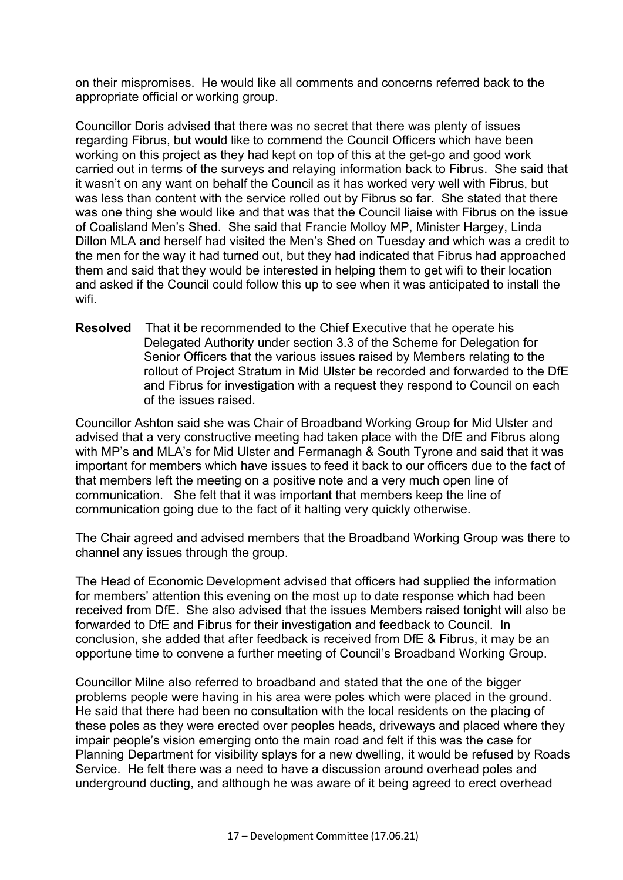on their mispromises. He would like all comments and concerns referred back to the appropriate official or working group.

Councillor Doris advised that there was no secret that there was plenty of issues regarding Fibrus, but would like to commend the Council Officers which have been working on this project as they had kept on top of this at the get-go and good work carried out in terms of the surveys and relaying information back to Fibrus. She said that it wasn't on any want on behalf the Council as it has worked very well with Fibrus, but was less than content with the service rolled out by Fibrus so far. She stated that there was one thing she would like and that was that the Council liaise with Fibrus on the issue of Coalisland Men's Shed. She said that Francie Molloy MP, Minister Hargey, Linda Dillon MLA and herself had visited the Men's Shed on Tuesday and which was a credit to the men for the way it had turned out, but they had indicated that Fibrus had approached them and said that they would be interested in helping them to get wifi to their location and asked if the Council could follow this up to see when it was anticipated to install the wifi.

**Resolved** That it be recommended to the Chief Executive that he operate his Delegated Authority under section 3.3 of the Scheme for Delegation for Senior Officers that the various issues raised by Members relating to the rollout of Project Stratum in Mid Ulster be recorded and forwarded to the DfE and Fibrus for investigation with a request they respond to Council on each of the issues raised.

Councillor Ashton said she was Chair of Broadband Working Group for Mid Ulster and advised that a very constructive meeting had taken place with the DfE and Fibrus along with MP's and MLA's for Mid Ulster and Fermanagh & South Tyrone and said that it was important for members which have issues to feed it back to our officers due to the fact of that members left the meeting on a positive note and a very much open line of communication. She felt that it was important that members keep the line of communication going due to the fact of it halting very quickly otherwise.

The Chair agreed and advised members that the Broadband Working Group was there to channel any issues through the group.

The Head of Economic Development advised that officers had supplied the information for members' attention this evening on the most up to date response which had been received from DfE. She also advised that the issues Members raised tonight will also be forwarded to DfE and Fibrus for their investigation and feedback to Council. In conclusion, she added that after feedback is received from DfE & Fibrus, it may be an opportune time to convene a further meeting of Council's Broadband Working Group.

Councillor Milne also referred to broadband and stated that the one of the bigger problems people were having in his area were poles which were placed in the ground. He said that there had been no consultation with the local residents on the placing of these poles as they were erected over peoples heads, driveways and placed where they impair people's vision emerging onto the main road and felt if this was the case for Planning Department for visibility splays for a new dwelling, it would be refused by Roads Service. He felt there was a need to have a discussion around overhead poles and underground ducting, and although he was aware of it being agreed to erect overhead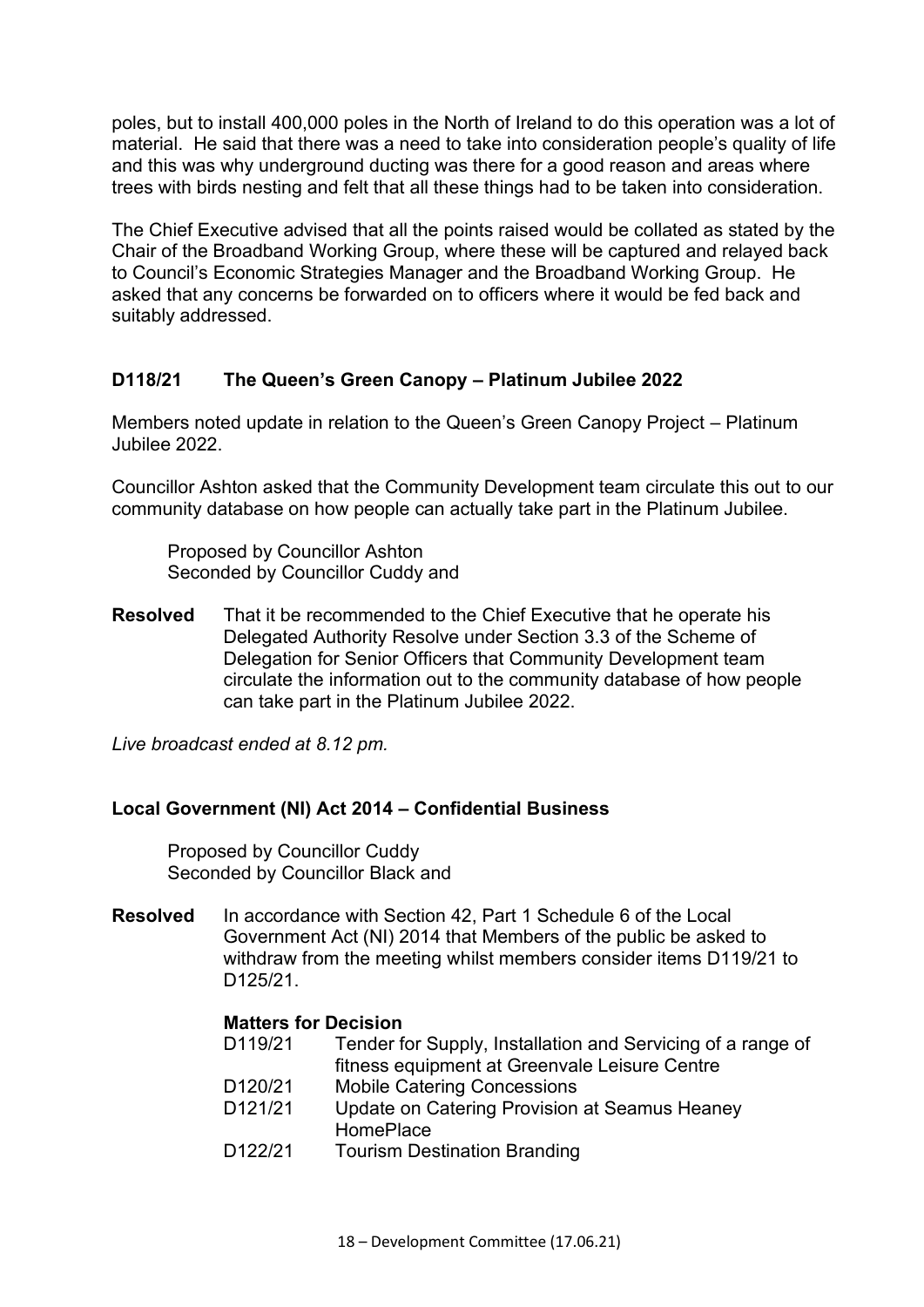poles, but to install 400,000 poles in the North of Ireland to do this operation was a lot of material. He said that there was a need to take into consideration people's quality of life and this was why underground ducting was there for a good reason and areas where trees with birds nesting and felt that all these things had to be taken into consideration.

The Chief Executive advised that all the points raised would be collated as stated by the Chair of the Broadband Working Group, where these will be captured and relayed back to Council's Economic Strategies Manager and the Broadband Working Group. He asked that any concerns be forwarded on to officers where it would be fed back and suitably addressed.

### D118/21 The Queen's Green Canopy – Platinum Jubilee 2022

Members noted update in relation to the Queen's Green Canopy Project – Platinum Jubilee 2022.

Councillor Ashton asked that the Community Development team circulate this out to our community database on how people can actually take part in the Platinum Jubilee.

Proposed by Councillor Ashton
Seconded by Councillor Cuddy and

**Resolved** That it be recommended to the Chief Executive that he operate his Delegated Authority Resolve under Section 3.3 of the Scheme of Delegation for Senior Officers that Community Development team circulate the information out to the community database of how people can take part in the Platinum Jubilee 2022.

*Live broadcast ended at 8.12 pm.*

### Local Government (NI) Act 2014 – Confidential Business

Proposed by Councillor Cuddy
Seconded by Councillor Black and

**Resolved** In accordance with Section 42, Part 1 Schedule 6 of the Local Government Act (NI) 2014 that Members of the public be asked to withdraw from the meeting whilst members consider items D119/21 to D125/21.

**Matters for Decision**

- D119/21 Tender for Supply, Installation and Servicing of a range of fitness equipment at Greenvale Leisure Centre
- D120/21 Mobile Catering Concessions
- D121/21 Update on Catering Provision at Seamus Heaney HomePlace
- D122/21 Tourism Destination Branding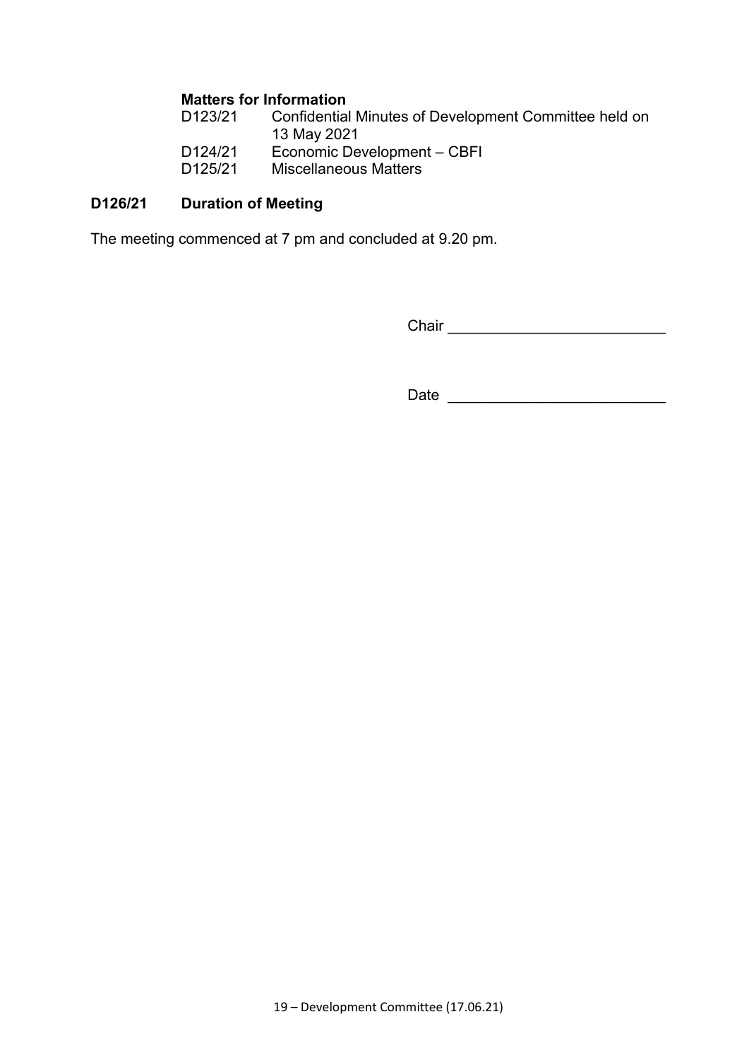**Matters for Information**

| | |
|---|---|
| D123/21 | Confidential Minutes of Development Committee held on 13 May 2021 |
| D124/21 | Economic Development – CBFI |
| D125/21 | Miscellaneous Matters |

**D126/21 Duration of Meeting**

The meeting commenced at 7 pm and concluded at 9.20 pm.

Chair \_\_\_\_\_\_\_\_\_\_\_\_\_\_\_\_\_\_\_\_\_\_\_\_\_\_

Date \_\_\_\_\_\_\_\_\_\_\_\_\_\_\_\_\_\_\_\_\_\_\_\_\_\_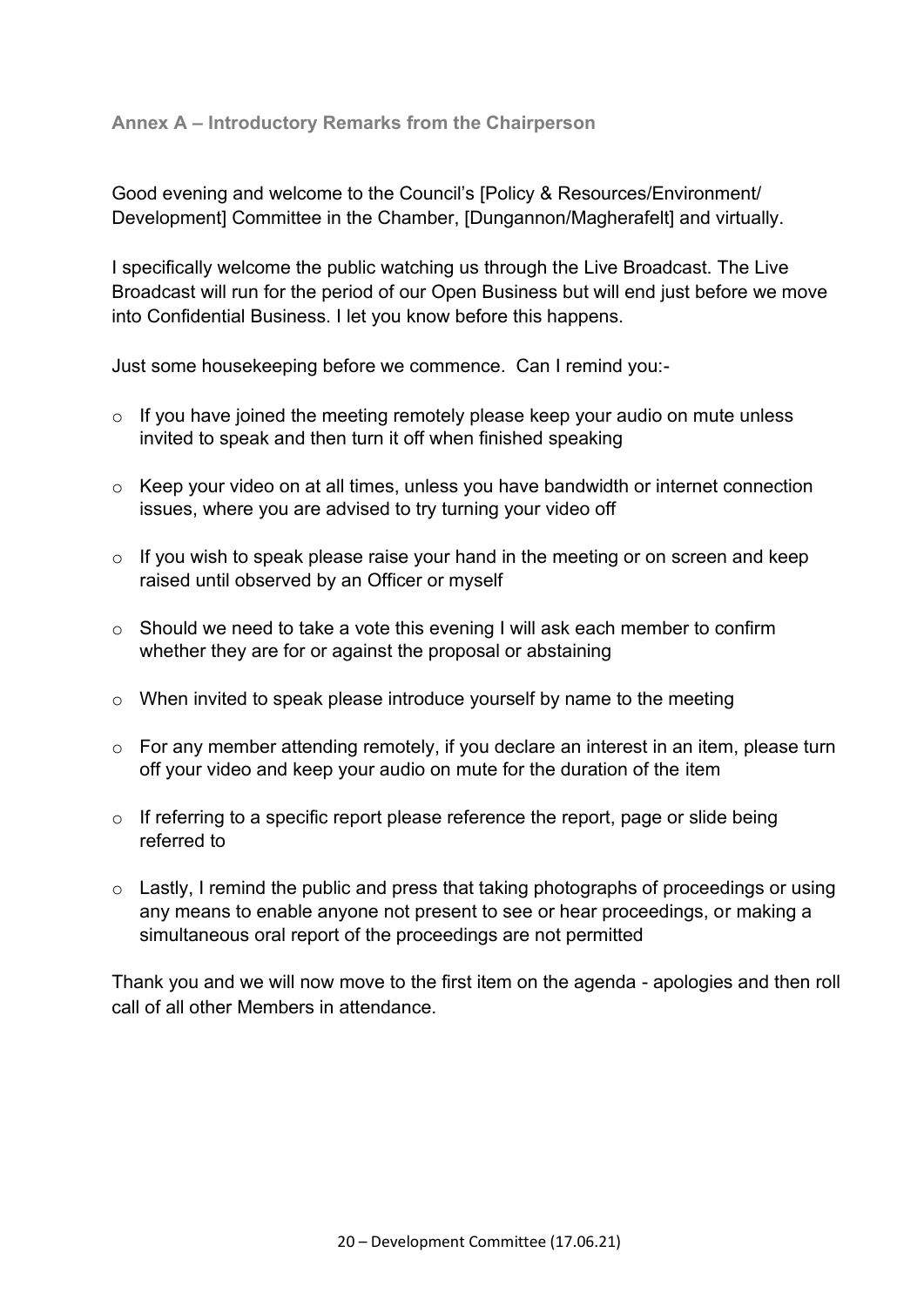## Annex A – Introductory Remarks from the Chairperson

Good evening and welcome to the Council's [Policy & Resources/Environment/ Development] Committee in the Chamber, [Dungannon/Magherafelt] and virtually.

I specifically welcome the public watching us through the Live Broadcast. The Live Broadcast will run for the period of our Open Business but will end just before we move into Confidential Business. I let you know before this happens.

Just some housekeeping before we commence. Can I remind you:-

- If you have joined the meeting remotely please keep your audio on mute unless invited to speak and then turn it off when finished speaking
- Keep your video on at all times, unless you have bandwidth or internet connection issues, where you are advised to try turning your video off
- If you wish to speak please raise your hand in the meeting or on screen and keep raised until observed by an Officer or myself
- Should we need to take a vote this evening I will ask each member to confirm whether they are for or against the proposal or abstaining
- When invited to speak please introduce yourself by name to the meeting
- For any member attending remotely, if you declare an interest in an item, please turn off your video and keep your audio on mute for the duration of the item
- If referring to a specific report please reference the report, page or slide being referred to
- Lastly, I remind the public and press that taking photographs of proceedings or using any means to enable anyone not present to see or hear proceedings, or making a simultaneous oral report of the proceedings are not permitted

Thank you and we will now move to the first item on the agenda - apologies and then roll call of all other Members in attendance.